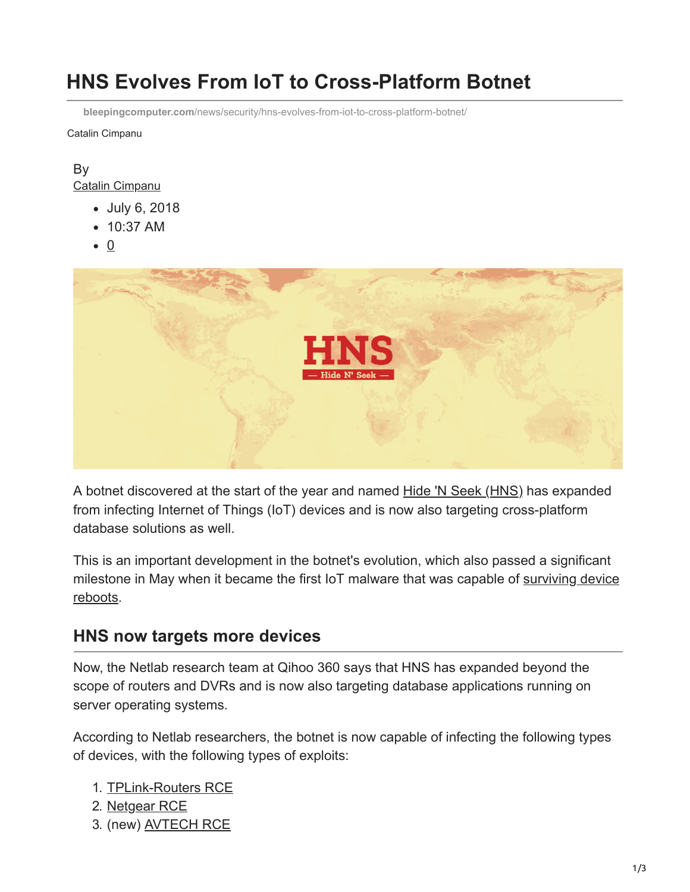# HNS Evolves From IoT to Cross-Platform Botnet

bleepingcomputer.com/news/security/hns-evolves-from-iot-to-cross-platform-botnet/

Catalin Cimpanu

By
Catalin Cimpanu

- July 6, 2018
- 10:37 AM
- 0

A botnet discovered at the start of the year and named Hide 'N Seek (HNS) has expanded from infecting Internet of Things (IoT) devices and is now also targeting cross-platform database solutions as well.

This is an important development in the botnet's evolution, which also passed a significant milestone in May when it became the first IoT malware that was capable of surviving device reboots.

## HNS now targets more devices

Now, the Netlab research team at Qihoo 360 says that HNS has expanded beyond the scope of routers and DVRs and is now also targeting database applications running on server operating systems.

According to Netlab researchers, the botnet is now capable of infecting the following types of devices, with the following types of exploits:

1. TPLink-Routers RCE
2. Netgear RCE
3. (new) AVTECH RCE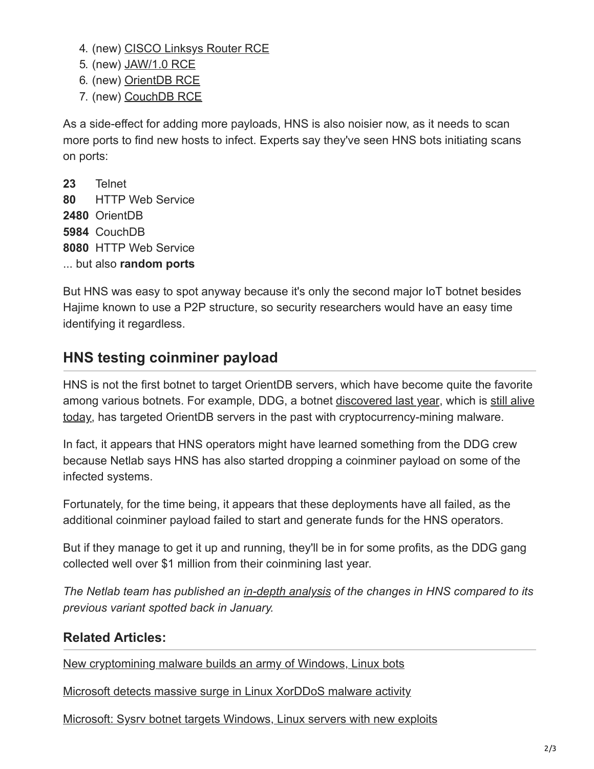4. (new) CISCO Linksys Router RCE
5. (new) JAW/1.0 RCE
6. (new) OrientDB RCE
7. (new) CouchDB RCE

As a side-effect for adding more payloads, HNS is also noisier now, as it needs to scan more ports to find new hosts to infect. Experts say they've seen HNS bots initiating scans on ports:

**23** Telnet
**80** HTTP Web Service
**2480** OrientDB
**5984** CouchDB
**8080** HTTP Web Service
... but also **random ports**

But HNS was easy to spot anyway because it's only the second major IoT botnet besides Hajime known to use a P2P structure, so security researchers would have an easy time identifying it regardless.

## HNS testing coinminer payload

HNS is not the first botnet to target OrientDB servers, which have become quite the favorite among various botnets. For example, DDG, a botnet discovered last year, which is still alive today, has targeted OrientDB servers in the past with cryptocurrency-mining malware.

In fact, it appears that HNS operators might have learned something from the DDG crew because Netlab says HNS has also started dropping a coinminer payload on some of the infected systems.

Fortunately, for the time being, it appears that these deployments have all failed, as the additional coinminer payload failed to start and generate funds for the HNS operators.

But if they manage to get it up and running, they'll be in for some profits, as the DDG gang collected well over $1 million from their coinmining last year.

*The Netlab team has published an in-depth analysis of the changes in HNS compared to its previous variant spotted back in January.*

### Related Articles:

New cryptomining malware builds an army of Windows, Linux bots

Microsoft detects massive surge in Linux XorDDoS malware activity

Microsoft: Sysrv botnet targets Windows, Linux servers with new exploits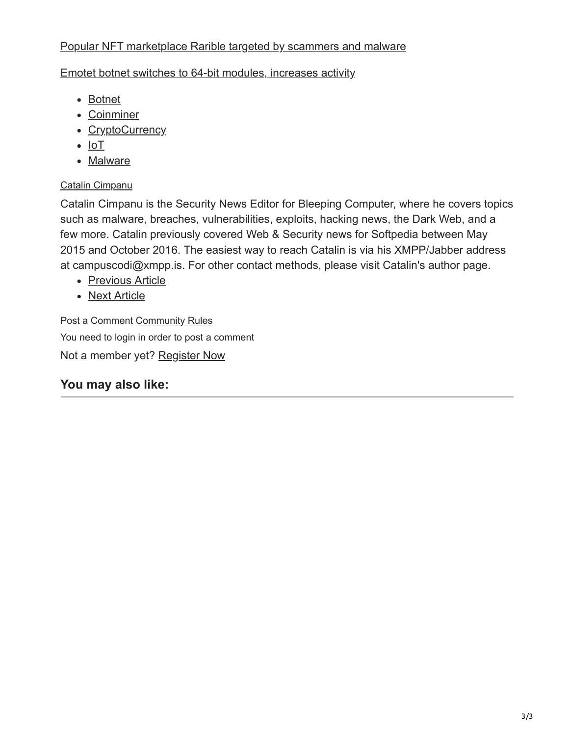Popular NFT marketplace Rarible targeted by scammers and malware

Emotet botnet switches to 64-bit modules, increases activity

- Botnet
- Coinminer
- CryptoCurrency
- IoT
- Malware

Catalin Cimpanu

Catalin Cimpanu is the Security News Editor for Bleeping Computer, where he covers topics such as malware, breaches, vulnerabilities, exploits, hacking news, the Dark Web, and a few more. Catalin previously covered Web & Security news for Softpedia between May 2015 and October 2016. The easiest way to reach Catalin is via his XMPP/Jabber address at campuscodi@xmpp.is. For other contact methods, please visit Catalin's author page.

- Previous Article
- Next Article

Post a Comment Community Rules

You need to login in order to post a comment

Not a member yet? Register Now

## You may also like: